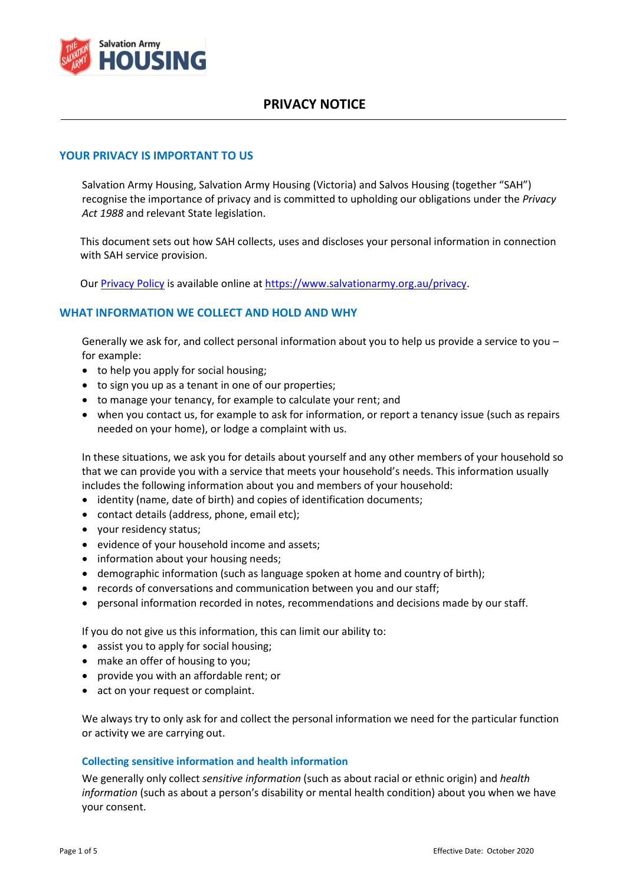# PRIVACY NOTICE

## YOUR PRIVACY IS IMPORTANT TO US

Salvation Army Housing, Salvation Army Housing (Victoria) and Salvos Housing (together "SAH") recognise the importance of privacy and is committed to upholding our obligations under the *Privacy Act 1988* and relevant State legislation.

This document sets out how SAH collects, uses and discloses your personal information in connection with SAH service provision.

Our [Privacy Policy](https://www.salvationarmy.org.au/privacy) is available online at [https://www.salvationarmy.org.au/privacy](https://www.salvationarmy.org.au/privacy).

## WHAT INFORMATION WE COLLECT AND HOLD AND WHY

Generally we ask for, and collect personal information about you to help us provide a service to you – for example:

- to help you apply for social housing;
- to sign you up as a tenant in one of our properties;
- to manage your tenancy, for example to calculate your rent; and
- when you contact us, for example to ask for information, or report a tenancy issue (such as repairs needed on your home), or lodge a complaint with us.

In these situations, we ask you for details about yourself and any other members of your household so that we can provide you with a service that meets your household's needs. This information usually includes the following information about you and members of your household:

- identity (name, date of birth) and copies of identification documents;
- contact details (address, phone, email etc);
- your residency status;
- evidence of your household income and assets;
- information about your housing needs;
- demographic information (such as language spoken at home and country of birth);
- records of conversations and communication between you and our staff;
- personal information recorded in notes, recommendations and decisions made by our staff.

If you do not give us this information, this can limit our ability to:

- assist you to apply for social housing;
- make an offer of housing to you;
- provide you with an affordable rent; or
- act on your request or complaint.

We always try to only ask for and collect the personal information we need for the particular function or activity we are carrying out.

### Collecting sensitive information and health information

We generally only collect *sensitive information* (such as about racial or ethnic origin) and *health information* (such as about a person's disability or mental health condition) about you when we have your consent.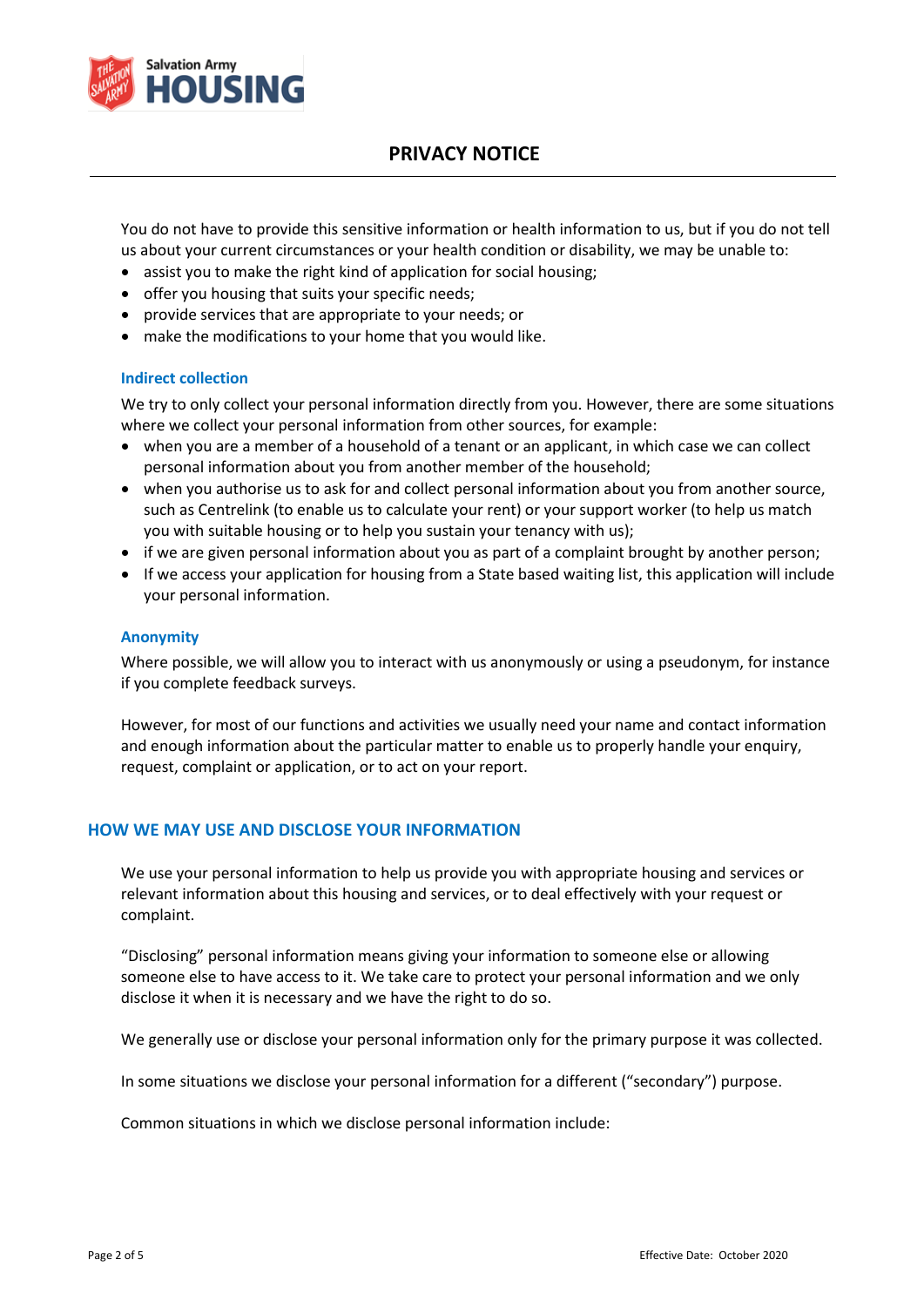You do not have to provide this sensitive information or health information to us, but if you do not tell us about your current circumstances or your health condition or disability, we may be unable to:

- assist you to make the right kind of application for social housing;
- offer you housing that suits your specific needs;
- provide services that are appropriate to your needs; or
- make the modifications to your home that you would like.

### Indirect collection

We try to only collect your personal information directly from you. However, there are some situations where we collect your personal information from other sources, for example:

- when you are a member of a household of a tenant or an applicant, in which case we can collect personal information about you from another member of the household;
- when you authorise us to ask for and collect personal information about you from another source, such as Centrelink (to enable us to calculate your rent) or your support worker (to help us match you with suitable housing or to help you sustain your tenancy with us);
- if we are given personal information about you as part of a complaint brought by another person;
- If we access your application for housing from a State based waiting list, this application will include your personal information.

### Anonymity

Where possible, we will allow you to interact with us anonymously or using a pseudonym, for instance if you complete feedback surveys.

However, for most of our functions and activities we usually need your name and contact information and enough information about the particular matter to enable us to properly handle your enquiry, request, complaint or application, or to act on your report.

## HOW WE MAY USE AND DISCLOSE YOUR INFORMATION

We use your personal information to help us provide you with appropriate housing and services or relevant information about this housing and services, or to deal effectively with your request or complaint.

“Disclosing” personal information means giving your information to someone else or allowing someone else to have access to it. We take care to protect your personal information and we only disclose it when it is necessary and we have the right to do so.

We generally use or disclose your personal information only for the primary purpose it was collected.

In some situations we disclose your personal information for a different (“secondary”) purpose.

Common situations in which we disclose personal information include: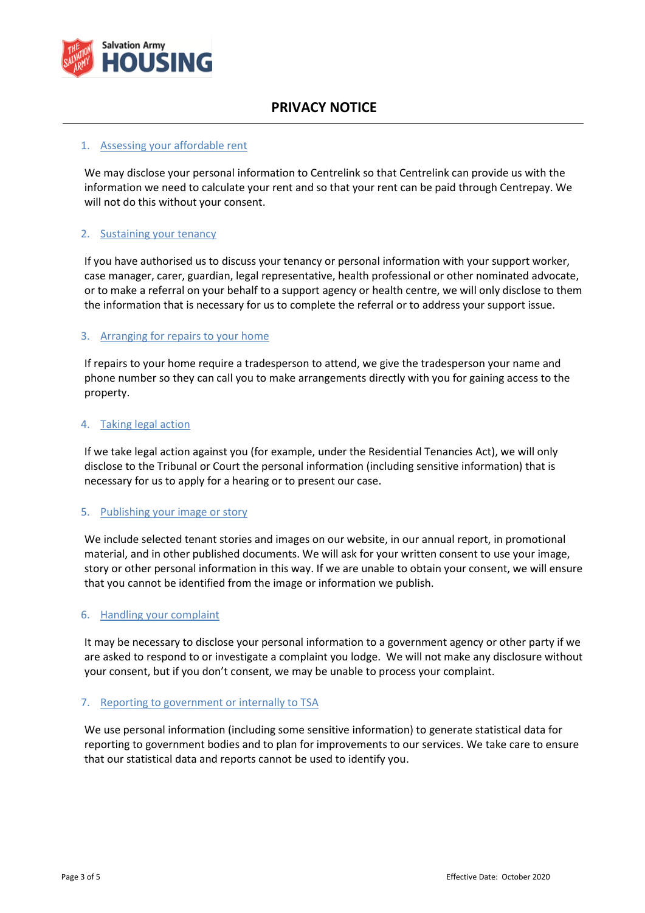# PRIVACY NOTICE

1. Assessing your affordable rent

We may disclose your personal information to Centrelink so that Centrelink can provide us with the information we need to calculate your rent and so that your rent can be paid through Centrepay. We will not do this without your consent.

2. Sustaining your tenancy

If you have authorised us to discuss your tenancy or personal information with your support worker, case manager, carer, guardian, legal representative, health professional or other nominated advocate, or to make a referral on your behalf to a support agency or health centre, we will only disclose to them the information that is necessary for us to complete the referral or to address your support issue.

3. Arranging for repairs to your home

If repairs to your home require a tradesperson to attend, we give the tradesperson your name and phone number so they can call you to make arrangements directly with you for gaining access to the property.

4. Taking legal action

If we take legal action against you (for example, under the Residential Tenancies Act), we will only disclose to the Tribunal or Court the personal information (including sensitive information) that is necessary for us to apply for a hearing or to present our case.

5. Publishing your image or story

We include selected tenant stories and images on our website, in our annual report, in promotional material, and in other published documents. We will ask for your written consent to use your image, story or other personal information in this way. If we are unable to obtain your consent, we will ensure that you cannot be identified from the image or information we publish.

6. Handling your complaint

It may be necessary to disclose your personal information to a government agency or other party if we are asked to respond to or investigate a complaint you lodge. We will not make any disclosure without your consent, but if you don't consent, we may be unable to process your complaint.

7. Reporting to government or internally to TSA

We use personal information (including some sensitive information) to generate statistical data for reporting to government bodies and to plan for improvements to our services. We take care to ensure that our statistical data and reports cannot be used to identify you.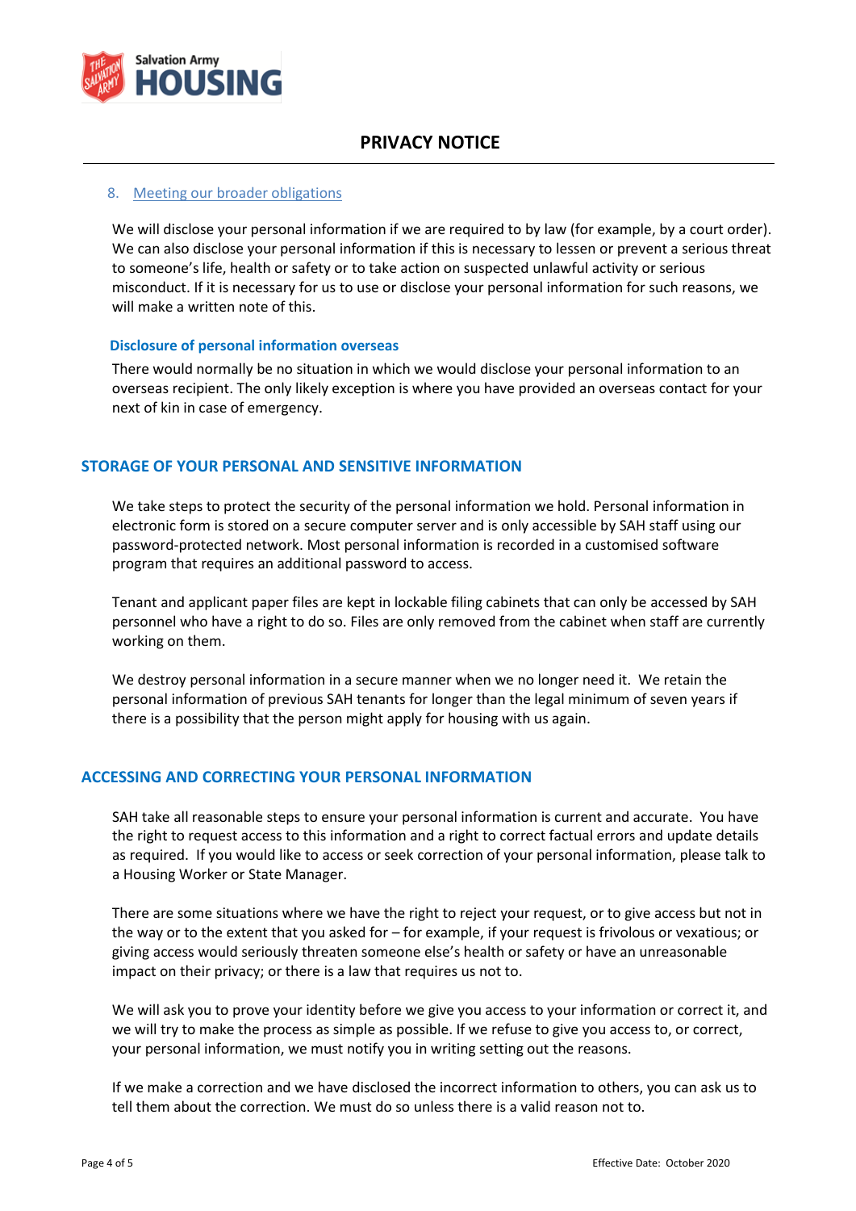### 8. Meeting our broader obligations

We will disclose your personal information if we are required to by law (for example, by a court order). We can also disclose your personal information if this is necessary to lessen or prevent a serious threat to someone's life, health or safety or to take action on suspected unlawful activity or serious misconduct. If it is necessary for us to use or disclose your personal information for such reasons, we will make a written note of this.

#### Disclosure of personal information overseas

There would normally be no situation in which we would disclose your personal information to an overseas recipient. The only likely exception is where you have provided an overseas contact for your next of kin in case of emergency.

## STORAGE OF YOUR PERSONAL AND SENSITIVE INFORMATION

We take steps to protect the security of the personal information we hold. Personal information in electronic form is stored on a secure computer server and is only accessible by SAH staff using our password-protected network. Most personal information is recorded in a customised software program that requires an additional password to access.

Tenant and applicant paper files are kept in lockable filing cabinets that can only be accessed by SAH personnel who have a right to do so. Files are only removed from the cabinet when staff are currently working on them.

We destroy personal information in a secure manner when we no longer need it. We retain the personal information of previous SAH tenants for longer than the legal minimum of seven years if there is a possibility that the person might apply for housing with us again.

## ACCESSING AND CORRECTING YOUR PERSONAL INFORMATION

SAH take all reasonable steps to ensure your personal information is current and accurate. You have the right to request access to this information and a right to correct factual errors and update details as required. If you would like to access or seek correction of your personal information, please talk to a Housing Worker or State Manager.

There are some situations where we have the right to reject your request, or to give access but not in the way or to the extent that you asked for – for example, if your request is frivolous or vexatious; or giving access would seriously threaten someone else's health or safety or have an unreasonable impact on their privacy; or there is a law that requires us not to.

We will ask you to prove your identity before we give you access to your information or correct it, and we will try to make the process as simple as possible. If we refuse to give you access to, or correct, your personal information, we must notify you in writing setting out the reasons.

If we make a correction and we have disclosed the incorrect information to others, you can ask us to tell them about the correction. We must do so unless there is a valid reason not to.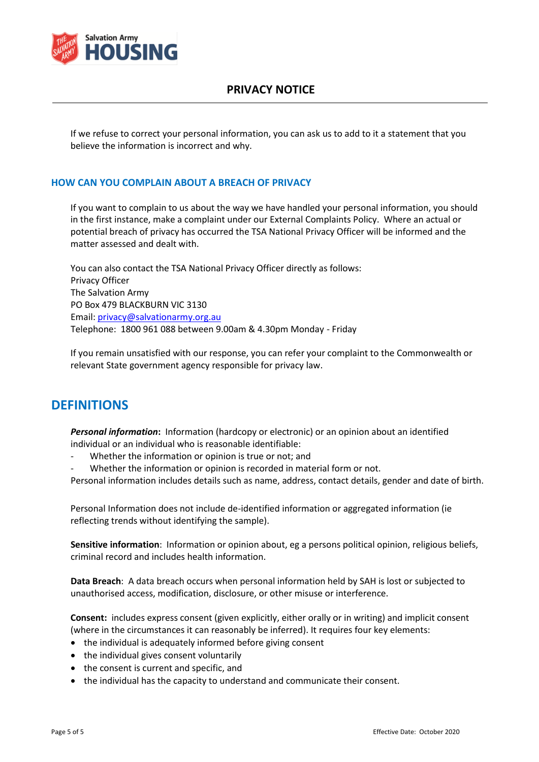If we refuse to correct your personal information, you can ask us to add to it a statement that you believe the information is incorrect and why.

### HOW CAN YOU COMPLAIN ABOUT A BREACH OF PRIVACY

If you want to complain to us about the way we have handled your personal information, you should in the first instance, make a complaint under our External Complaints Policy. Where an actual or potential breach of privacy has occurred the TSA National Privacy Officer will be informed and the matter assessed and dealt with.

You can also contact the TSA National Privacy Officer directly as follows:
Privacy Officer
The Salvation Army
PO Box 479 BLACKBURN VIC 3130
Email: privacy@salvationarmy.org.au
Telephone: 1800 961 088 between 9.00am & 4.30pm Monday - Friday

If you remain unsatisfied with our response, you can refer your complaint to the Commonwealth or relevant State government agency responsible for privacy law.

## DEFINITIONS

***Personal information*****:** Information (hardcopy or electronic) or an opinion about an identified individual or an individual who is reasonable identifiable:

- Whether the information or opinion is true or not; and
- Whether the information or opinion is recorded in material form or not.

Personal information includes details such as name, address, contact details, gender and date of birth.

Personal Information does not include de-identified information or aggregated information (ie reflecting trends without identifying the sample).

**Sensitive information**: Information or opinion about, eg a persons political opinion, religious beliefs, criminal record and includes health information.

**Data Breach**: A data breach occurs when personal information held by SAH is lost or subjected to unauthorised access, modification, disclosure, or other misuse or interference.

**Consent:** includes express consent (given explicitly, either orally or in writing) and implicit consent (where in the circumstances it can reasonably be inferred). It requires four key elements:

- the individual is adequately informed before giving consent
- the individual gives consent voluntarily
- the consent is current and specific, and
- the individual has the capacity to understand and communicate their consent.